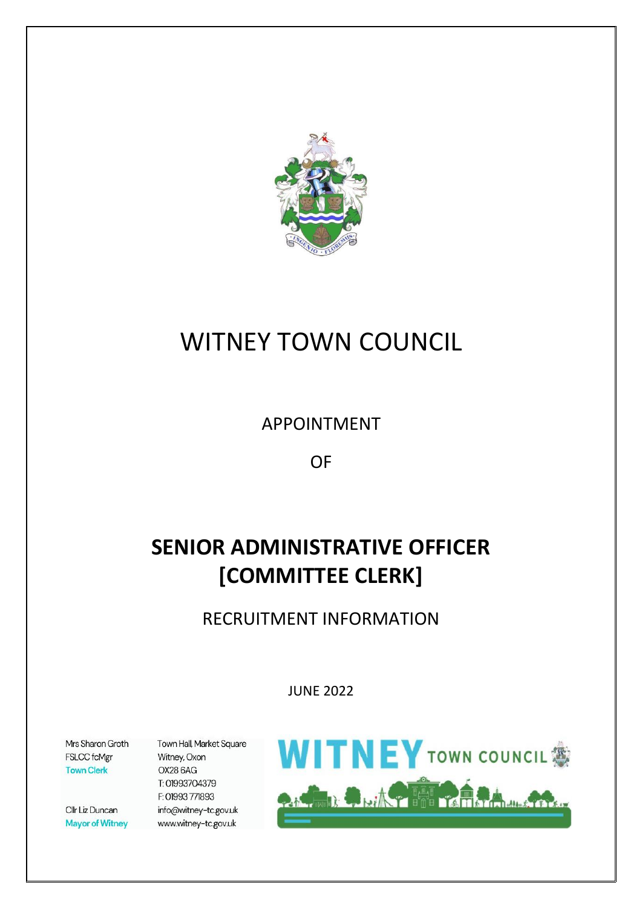# WITNEY TOWN COUNCIL

APPOINTMENT

OF

## SENIOR ADMINISTRATIVE OFFICER [COMMITTEE CLERK]

RECRUITMENT INFORMATION

JUNE 2022

Mrs Sharon Groth
FSLCC fcMgr
Town Clerk

Cllr Liz Duncan
Mayor of Witney

Town Hall, Market Square
Witney, Oxon
OX28 6AG
T: 01993704379
F: 01993 771893
info@witney-tc.gov.uk
www.witney-tc.gov.uk

WITNEY TOWN COUNCIL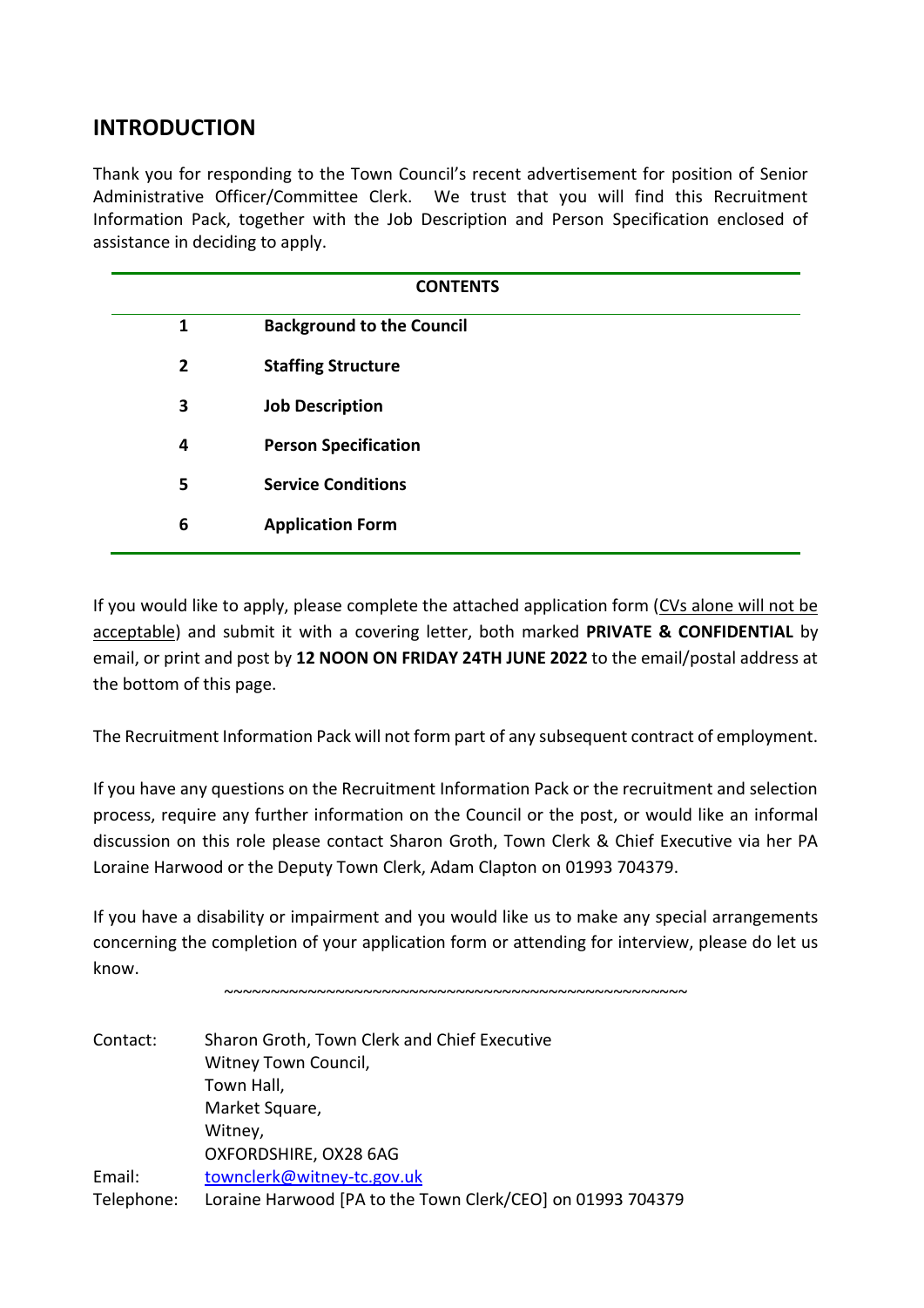## INTRODUCTION

Thank you for responding to the Town Council's recent advertisement for position of Senior Administrative Officer/Committee Clerk. We trust that you will find this Recruitment Information Pack, together with the Job Description and Person Specification enclosed of assistance in deciding to apply.

| CONTENTS | |
|---|---|
| 1 | **Background to the Council** |
| 2 | **Staffing Structure** |
| 3 | **Job Description** |
| 4 | **Person Specification** |
| 5 | **Service Conditions** |
| 6 | **Application Form** |

If you would like to apply, please complete the attached application form (<u>CVs alone will not be acceptable</u>) and submit it with a covering letter, both marked **PRIVATE & CONFIDENTIAL** by email, or print and post by **12 NOON ON FRIDAY 24TH JUNE 2022** to the email/postal address at the bottom of this page.

The Recruitment Information Pack will not form part of any subsequent contract of employment.

If you have any questions on the Recruitment Information Pack or the recruitment and selection process, require any further information on the Council or the post, or would like an informal discussion on this role please contact Sharon Groth, Town Clerk & Chief Executive via her PA Loraine Harwood or the Deputy Town Clerk, Adam Clapton on 01993 704379.

If you have a disability or impairment and you would like us to make any special arrangements concerning the completion of your application form or attending for interview, please do let us know.

~~~~~~~~~~~~~~~~~~~~~~~~~~~~~~~~~~~~~~~~~~~~~~~~~~

Contact: Sharon Groth, Town Clerk and Chief Executive
Witney Town Council,
Town Hall,
Market Square,
Witney,
OXFORDSHIRE, OX28 6AG

Email: townclerk@witney-tc.gov.uk

Telephone: Loraine Harwood [PA to the Town Clerk/CEO] on 01993 704379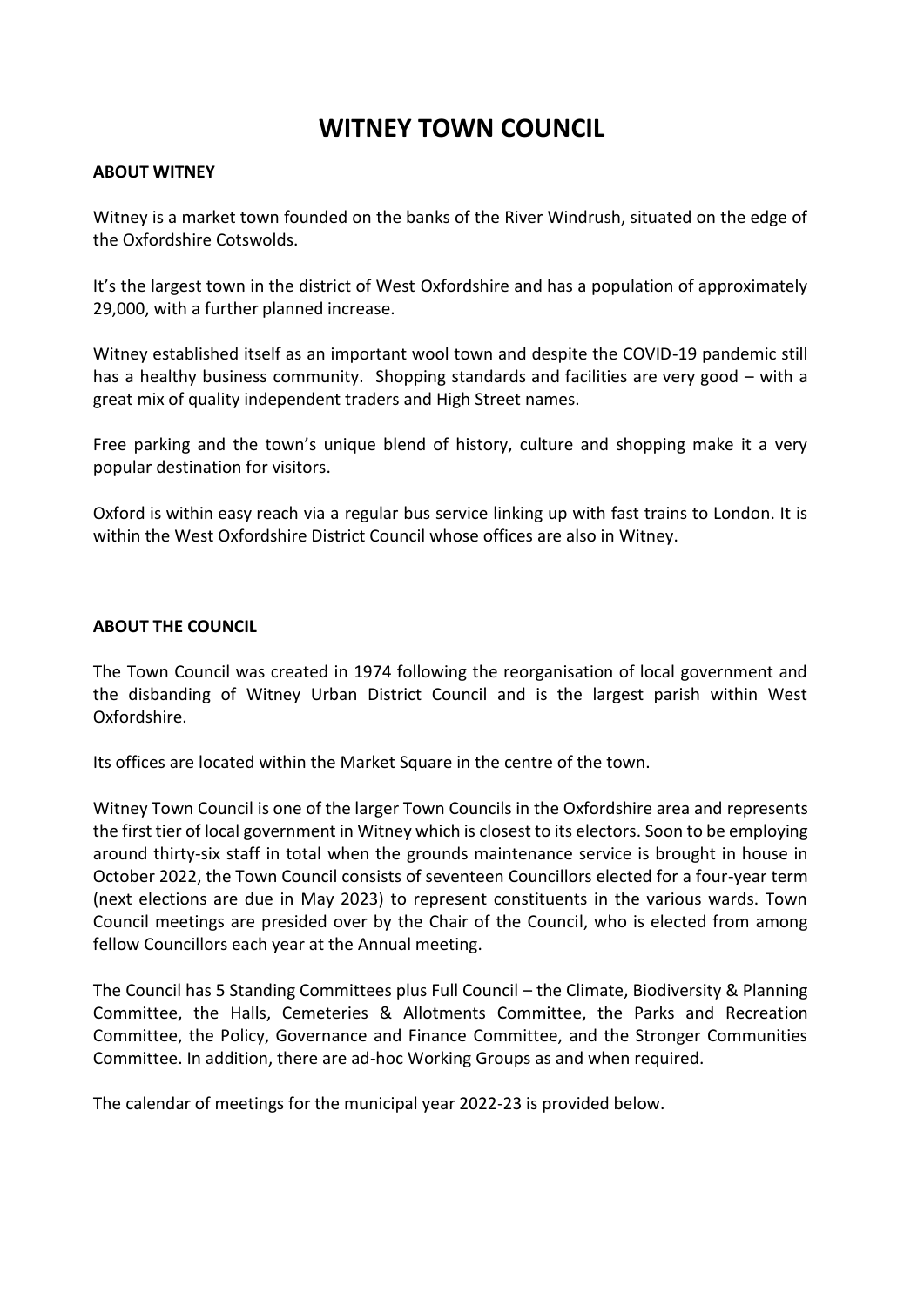# WITNEY TOWN COUNCIL

**ABOUT WITNEY**

Witney is a market town founded on the banks of the River Windrush, situated on the edge of the Oxfordshire Cotswolds.

It's the largest town in the district of West Oxfordshire and has a population of approximately 29,000, with a further planned increase.

Witney established itself as an important wool town and despite the COVID-19 pandemic still has a healthy business community. Shopping standards and facilities are very good – with a great mix of quality independent traders and High Street names.

Free parking and the town's unique blend of history, culture and shopping make it a very popular destination for visitors.

Oxford is within easy reach via a regular bus service linking up with fast trains to London. It is within the West Oxfordshire District Council whose offices are also in Witney.

**ABOUT THE COUNCIL**

The Town Council was created in 1974 following the reorganisation of local government and the disbanding of Witney Urban District Council and is the largest parish within West Oxfordshire.

Its offices are located within the Market Square in the centre of the town.

Witney Town Council is one of the larger Town Councils in the Oxfordshire area and represents the first tier of local government in Witney which is closest to its electors. Soon to be employing around thirty-six staff in total when the grounds maintenance service is brought in house in October 2022, the Town Council consists of seventeen Councillors elected for a four-year term (next elections are due in May 2023) to represent constituents in the various wards. Town Council meetings are presided over by the Chair of the Council, who is elected from among fellow Councillors each year at the Annual meeting.

The Council has 5 Standing Committees plus Full Council – the Climate, Biodiversity & Planning Committee, the Halls, Cemeteries & Allotments Committee, the Parks and Recreation Committee, the Policy, Governance and Finance Committee, and the Stronger Communities Committee. In addition, there are ad-hoc Working Groups as and when required.

The calendar of meetings for the municipal year 2022-23 is provided below.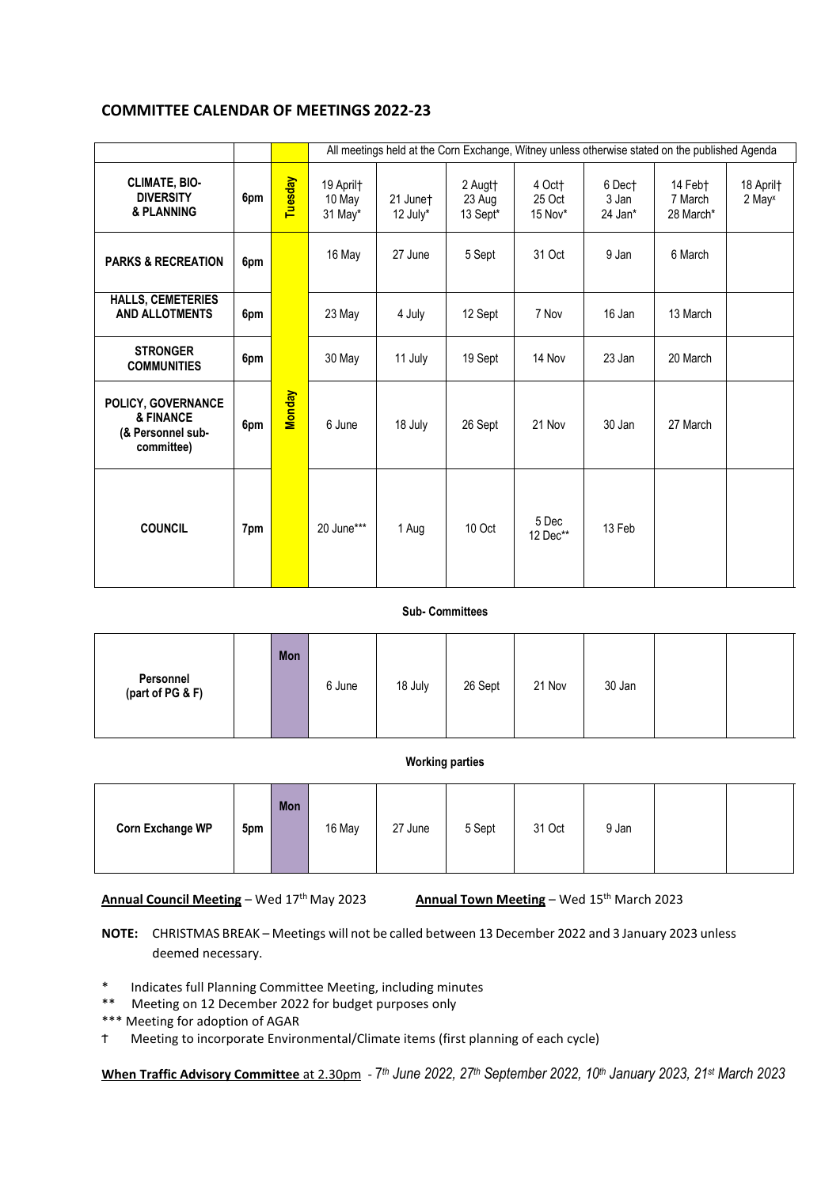## COMMITTEE CALENDAR OF MEETINGS 2022-23

| | | | All meetings held at the Corn Exchange, Witney unless otherwise stated on the published Agenda | | | | | | |
|---|---|---|---|---|---|---|---|---|---|
| **CLIMATE, BIO-DIVERSITY & PLANNING** | **6pm** | **Tuesday** | 19 April† 10 May 31 May* | 21 June† 12 July* | 2 Aug† 23 Aug 13 Sept* | 4 Oct† 25 Oct 15 Nov* | 6 Dec† 3 Jan 24 Jan* | 14 Feb† 7 March 28 March* | 18 April† 2 May* |
| **PARKS & RECREATION** | **6pm** | **Monday** | 16 May | 27 June | 5 Sept | 31 Oct | 9 Jan | 6 March | |
| **HALLS, CEMETERIES AND ALLOTMENTS** | **6pm** | | 23 May | 4 July | 12 Sept | 7 Nov | 16 Jan | 13 March | |
| **STRONGER COMMUNITIES** | **6pm** | | 30 May | 11 July | 19 Sept | 14 Nov | 23 Jan | 20 March | |
| **POLICY, GOVERNANCE & FINANCE (& Personnel sub-committee)** | **6pm** | | 6 June | 18 July | 26 Sept | 21 Nov | 30 Jan | 27 March | |
| **COUNCIL** | **7pm** | | 20 June*** | 1 Aug | 10 Oct | 5 Dec 12 Dec** | 13 Feb | | |

**Sub- Committees**

| | | | | | | | | | |
|---|---|---|---|---|---|---|---|---|---|
| **Personnel (part of PG & F)** | | **Mon** | 6 June | 18 July | 26 Sept | 21 Nov | 30 Jan | | |

**Working parties**

| | | | | | | | | | |
|---|---|---|---|---|---|---|---|---|---|
| **Corn Exchange WP** | **5pm** | **Mon** | 16 May | 27 June | 5 Sept | 31 Oct | 9 Jan | | |

**Annual Council Meeting** – Wed 17th May 2023    **Annual Town Meeting** – Wed 15th March 2023

**NOTE:** CHRISTMAS BREAK – Meetings will not be called between 13 December 2022 and 3 January 2023 unless deemed necessary.

- \* Indicates full Planning Committee Meeting, including minutes
- \*\* Meeting on 12 December 2022 for budget purposes only
- \*\*\* Meeting for adoption of AGAR
- † Meeting to incorporate Environmental/Climate items (first planning of each cycle)

**When Traffic Advisory Committee** at 2.30pm - *7th June 2022, 27th September 2022, 10th January 2023, 21st March 2023*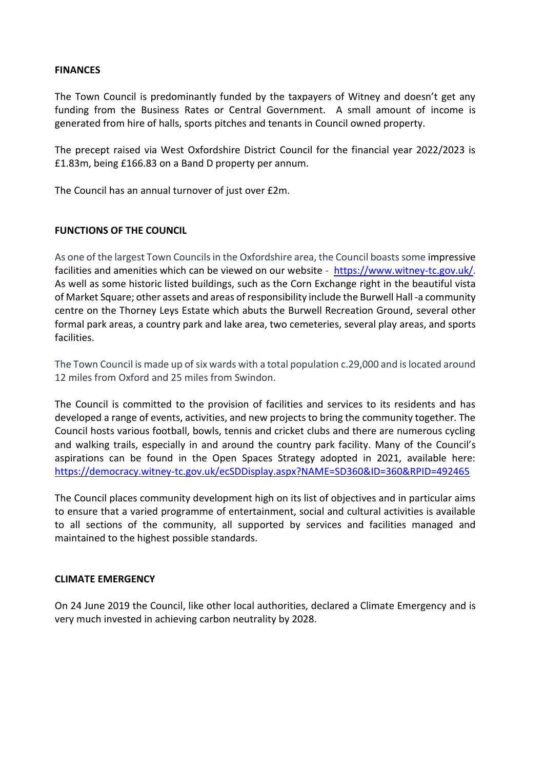**FINANCES**

The Town Council is predominantly funded by the taxpayers of Witney and doesn't get any funding from the Business Rates or Central Government. A small amount of income is generated from hire of halls, sports pitches and tenants in Council owned property.

The precept raised via West Oxfordshire District Council for the financial year 2022/2023 is £1.83m, being £166.83 on a Band D property per annum.

The Council has an annual turnover of just over £2m.

**FUNCTIONS OF THE COUNCIL**

As one of the largest Town Councils in the Oxfordshire area, the Council boasts some impressive facilities and amenities which can be viewed on our website - [https://www.witney-tc.gov.uk/](https://www.witney-tc.gov.uk/). As well as some historic listed buildings, such as the Corn Exchange right in the beautiful vista of Market Square; other assets and areas of responsibility include the Burwell Hall -a community centre on the Thorney Leys Estate which abuts the Burwell Recreation Ground, several other formal park areas, a country park and lake area, two cemeteries, several play areas, and sports facilities.

The Town Council is made up of six wards with a total population c.29,000 and is located around 12 miles from Oxford and 25 miles from Swindon.

The Council is committed to the provision of facilities and services to its residents and has developed a range of events, activities, and new projects to bring the community together. The Council hosts various football, bowls, tennis and cricket clubs and there are numerous cycling and walking trails, especially in and around the country park facility. Many of the Council's aspirations can be found in the Open Spaces Strategy adopted in 2021, available here: [https://democracy.witney-tc.gov.uk/ecSDDisplay.aspx?NAME=SD360&ID=360&RPID=492465](https://democracy.witney-tc.gov.uk/ecSDDisplay.aspx?NAME=SD360&ID=360&RPID=492465)

The Council places community development high on its list of objectives and in particular aims to ensure that a varied programme of entertainment, social and cultural activities is available to all sections of the community, all supported by services and facilities managed and maintained to the highest possible standards.

**CLIMATE EMERGENCY**

On 24 June 2019 the Council, like other local authorities, declared a Climate Emergency and is very much invested in achieving carbon neutrality by 2028.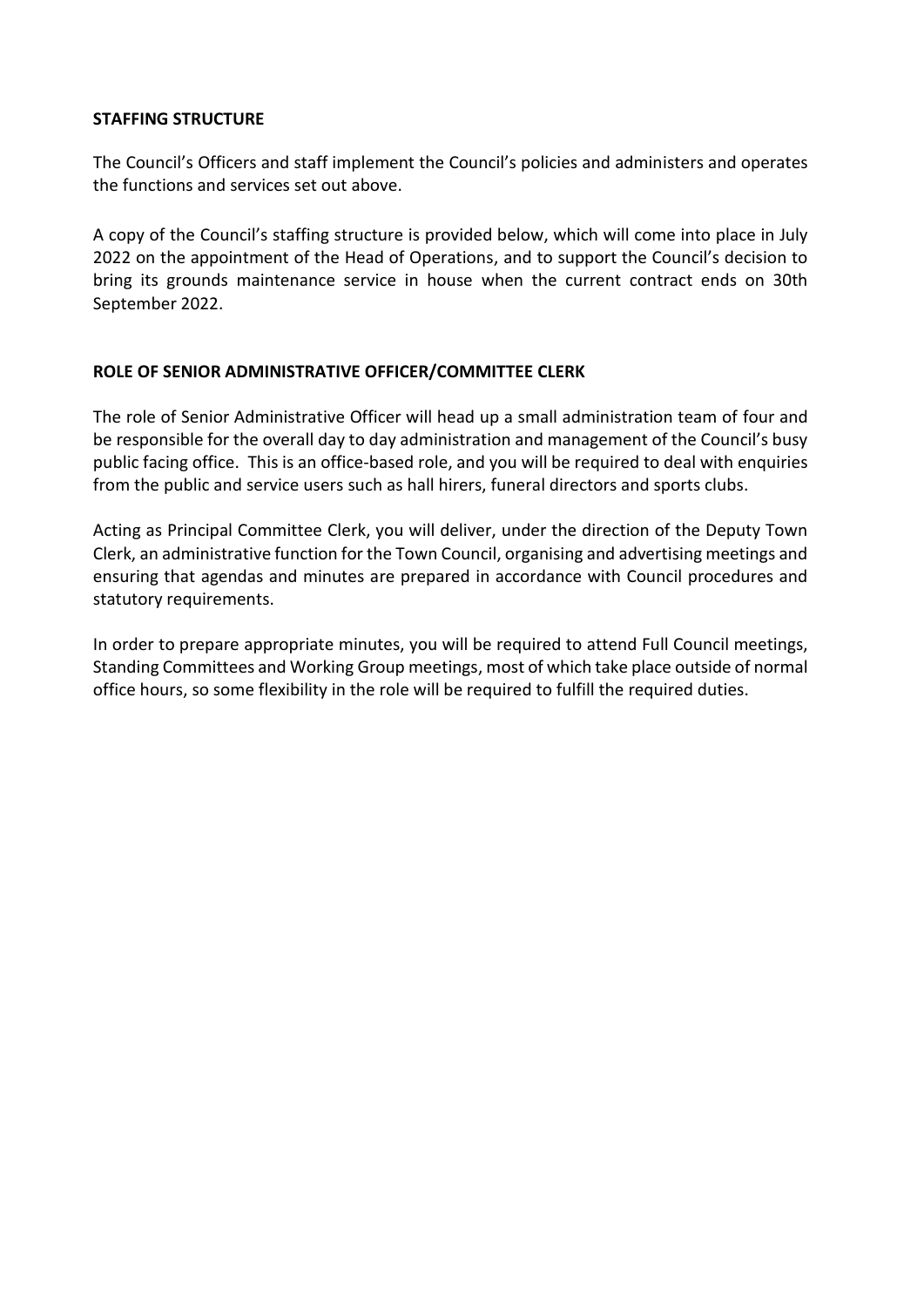**STAFFING STRUCTURE**

The Council's Officers and staff implement the Council's policies and administers and operates the functions and services set out above.

A copy of the Council's staffing structure is provided below, which will come into place in July 2022 on the appointment of the Head of Operations, and to support the Council's decision to bring its grounds maintenance service in house when the current contract ends on 30th September 2022.

**ROLE OF SENIOR ADMINISTRATIVE OFFICER/COMMITTEE CLERK**

The role of Senior Administrative Officer will head up a small administration team of four and be responsible for the overall day to day administration and management of the Council's busy public facing office. This is an office-based role, and you will be required to deal with enquiries from the public and service users such as hall hirers, funeral directors and sports clubs.

Acting as Principal Committee Clerk, you will deliver, under the direction of the Deputy Town Clerk, an administrative function for the Town Council, organising and advertising meetings and ensuring that agendas and minutes are prepared in accordance with Council procedures and statutory requirements.

In order to prepare appropriate minutes, you will be required to attend Full Council meetings, Standing Committees and Working Group meetings, most of which take place outside of normal office hours, so some flexibility in the role will be required to fulfill the required duties.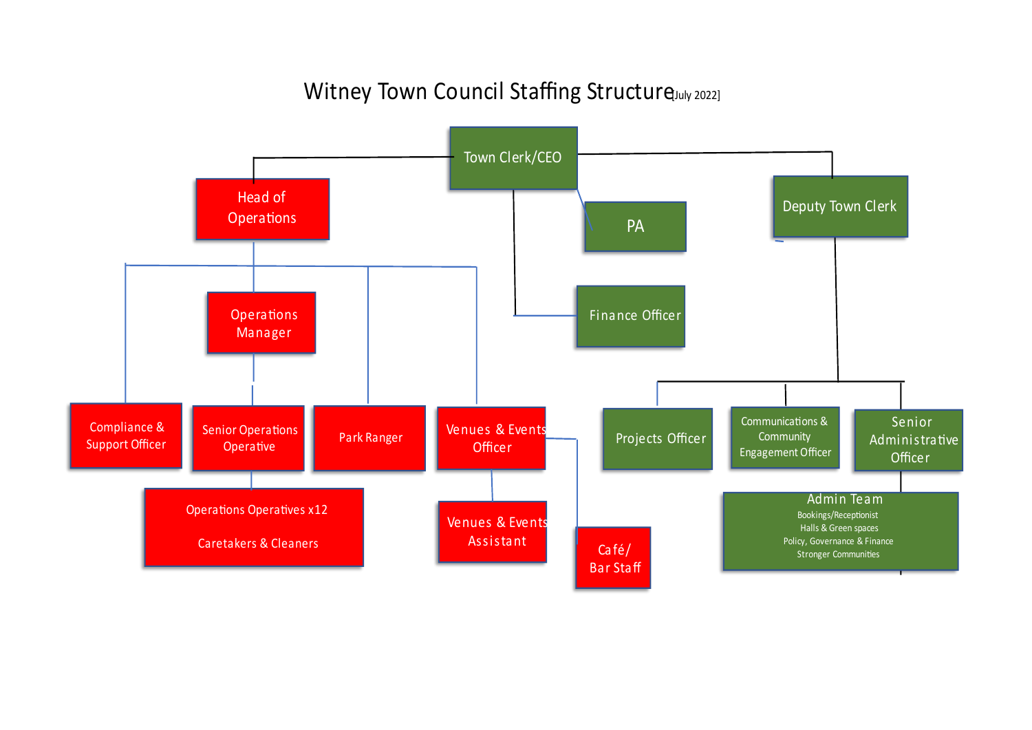# Witney Town Council Staffing Structure [July 2022]

- **Town Clerk/CEO**
  - **Head of Operations**
    - Operations Manager
      - Senior Operations Operative
        - Operations Operatives x12
          Caretakers & Cleaners
    - Compliance & Support Officer
    - Park Ranger
    - Venues & Events Officer
      - Venues & Events Assistant
      - Café/ Bar Staff
  - PA
  - Finance Officer
  - **Deputy Town Clerk**
    - Projects Officer
    - Communications & Community Engagement Officer
    - Senior Administrative Officer
      - Admin Team
        - Bookings/Receptionist
        - Halls & Green spaces
        - Policy, Governance & Finance
        - Stronger Communities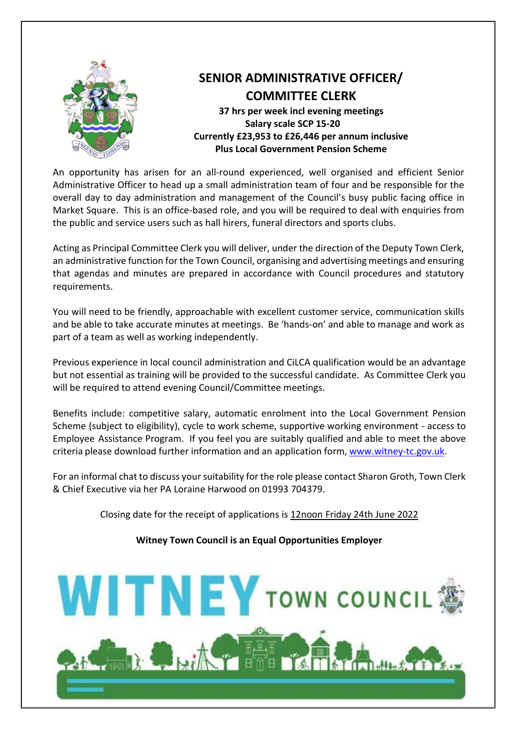# SENIOR ADMINISTRATIVE OFFICER/ COMMITTEE CLERK

**37 hrs per week incl evening meetings**
**Salary scale SCP 15-20**
**Currently £23,953 to £26,446 per annum inclusive**
**Plus Local Government Pension Scheme**

An opportunity has arisen for an all-round experienced, well organised and efficient Senior Administrative Officer to head up a small administration team of four and be responsible for the overall day to day administration and management of the Council's busy public facing office in Market Square. This is an office-based role, and you will be required to deal with enquiries from the public and service users such as hall hirers, funeral directors and sports clubs.

Acting as Principal Committee Clerk you will deliver, under the direction of the Deputy Town Clerk, an administrative function for the Town Council, organising and advertising meetings and ensuring that agendas and minutes are prepared in accordance with Council procedures and statutory requirements.

You will need to be friendly, approachable with excellent customer service, communication skills and be able to take accurate minutes at meetings. Be 'hands-on' and able to manage and work as part of a team as well as working independently.

Previous experience in local council administration and CiLCA qualification would be an advantage but not essential as training will be provided to the successful candidate. As Committee Clerk you will be required to attend evening Council/Committee meetings.

Benefits include: competitive salary, automatic enrolment into the Local Government Pension Scheme (subject to eligibility), cycle to work scheme, supportive working environment - access to Employee Assistance Program. If you feel you are suitably qualified and able to meet the above criteria please download further information and an application form, www.witney-tc.gov.uk.

For an informal chat to discuss your suitability for the role please contact Sharon Groth, Town Clerk & Chief Executive via her PA Loraine Harwood on 01993 704379.

Closing date for the receipt of applications is 12noon Friday 24th June 2022

**Witney Town Council is an Equal Opportunities Employer**

WITNEY TOWN COUNCIL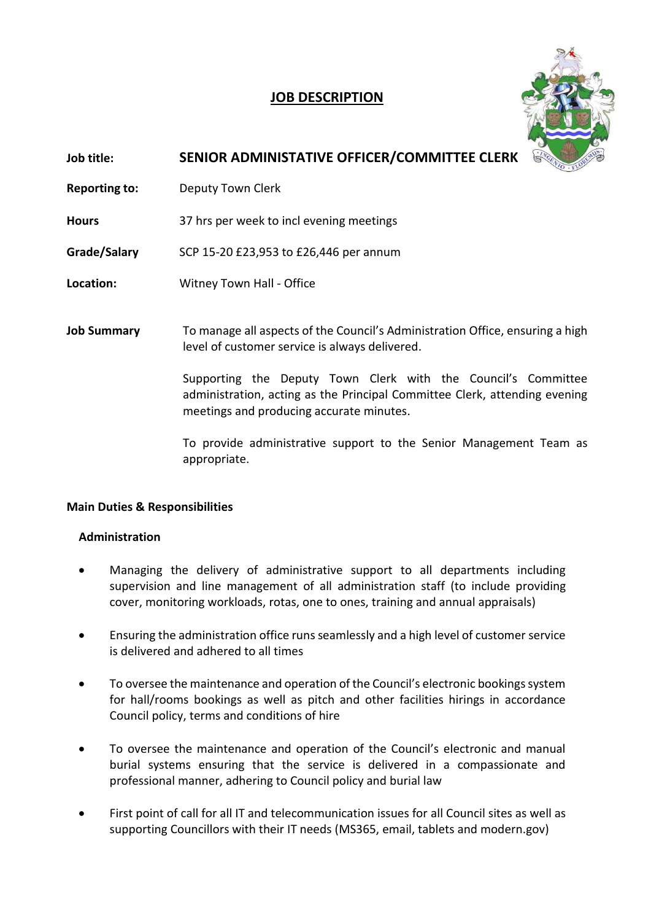# JOB DESCRIPTION

**Job title:** **SENIOR ADMINISTATIVE OFFICER/COMMITTEE CLERK**

**Reporting to:** Deputy Town Clerk

**Hours** 37 hrs per week to incl evening meetings

**Grade/Salary** SCP 15-20 £23,953 to £26,446 per annum

**Location:** Witney Town Hall - Office

**Job Summary**

To manage all aspects of the Council's Administration Office, ensuring a high level of customer service is always delivered.

Supporting the Deputy Town Clerk with the Council's Committee administration, acting as the Principal Committee Clerk, attending evening meetings and producing accurate minutes.

To provide administrative support to the Senior Management Team as appropriate.

## Main Duties & Responsibilities

### Administration

- Managing the delivery of administrative support to all departments including supervision and line management of all administration staff (to include providing cover, monitoring workloads, rotas, one to ones, training and annual appraisals)
- Ensuring the administration office runs seamlessly and a high level of customer service is delivered and adhered to all times
- To oversee the maintenance and operation of the Council's electronic bookings system for hall/rooms bookings as well as pitch and other facilities hirings in accordance Council policy, terms and conditions of hire
- To oversee the maintenance and operation of the Council's electronic and manual burial systems ensuring that the service is delivered in a compassionate and professional manner, adhering to Council policy and burial law
- First point of call for all IT and telecommunication issues for all Council sites as well as supporting Councillors with their IT needs (MS365, email, tablets and modern.gov)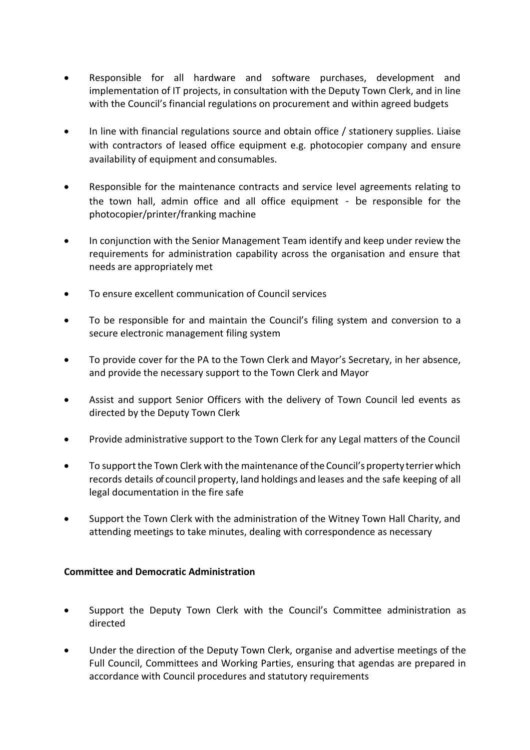- Responsible for all hardware and software purchases, development and implementation of IT projects, in consultation with the Deputy Town Clerk, and in line with the Council's financial regulations on procurement and within agreed budgets

- In line with financial regulations source and obtain office / stationery supplies. Liaise with contractors of leased office equipment e.g. photocopier company and ensure availability of equipment and consumables.

- Responsible for the maintenance contracts and service level agreements relating to the town hall, admin office and all office equipment - be responsible for the photocopier/printer/franking machine

- In conjunction with the Senior Management Team identify and keep under review the requirements for administration capability across the organisation and ensure that needs are appropriately met

- To ensure excellent communication of Council services

- To be responsible for and maintain the Council's filing system and conversion to a secure electronic management filing system

- To provide cover for the PA to the Town Clerk and Mayor's Secretary, in her absence, and provide the necessary support to the Town Clerk and Mayor

- Assist and support Senior Officers with the delivery of Town Council led events as directed by the Deputy Town Clerk

- Provide administrative support to the Town Clerk for any Legal matters of the Council

- To support the Town Clerk with the maintenance of the Council's property terrier which records details of council property, land holdings and leases and the safe keeping of all legal documentation in the fire safe

- Support the Town Clerk with the administration of the Witney Town Hall Charity, and attending meetings to take minutes, dealing with correspondence as necessary

**Committee and Democratic Administration**

- Support the Deputy Town Clerk with the Council's Committee administration as directed

- Under the direction of the Deputy Town Clerk, organise and advertise meetings of the Full Council, Committees and Working Parties, ensuring that agendas are prepared in accordance with Council procedures and statutory requirements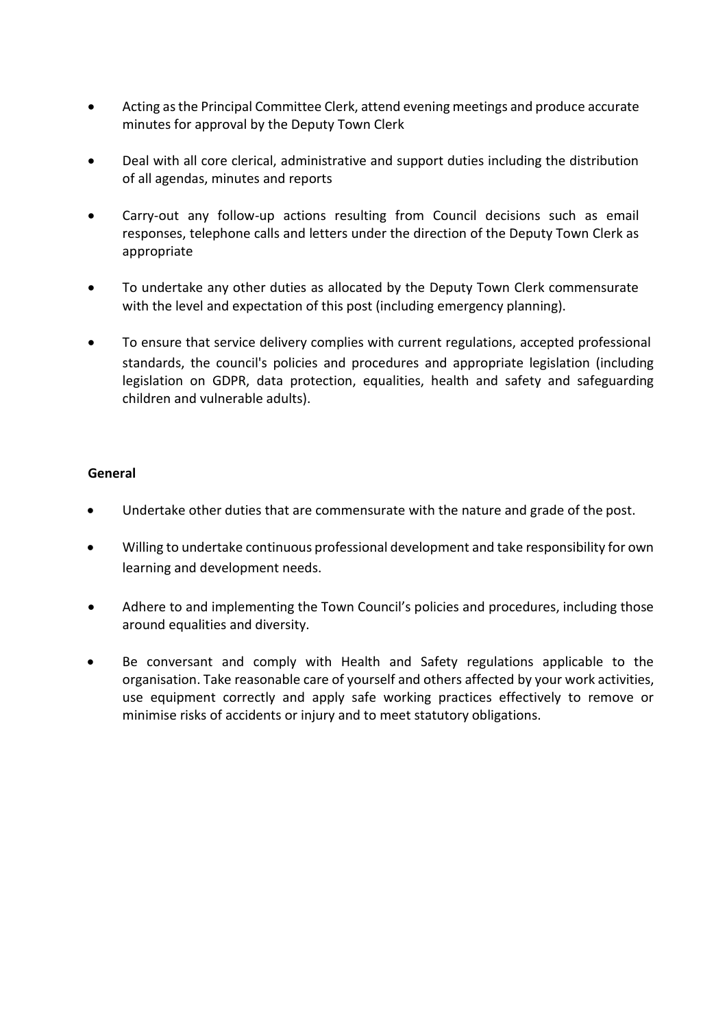- Acting as the Principal Committee Clerk, attend evening meetings and produce accurate minutes for approval by the Deputy Town Clerk

- Deal with all core clerical, administrative and support duties including the distribution of all agendas, minutes and reports

- Carry-out any follow-up actions resulting from Council decisions such as email responses, telephone calls and letters under the direction of the Deputy Town Clerk as appropriate

- To undertake any other duties as allocated by the Deputy Town Clerk commensurate with the level and expectation of this post (including emergency planning).

- To ensure that service delivery complies with current regulations, accepted professional standards, the council's policies and procedures and appropriate legislation (including legislation on GDPR, data protection, equalities, health and safety and safeguarding children and vulnerable adults).

**General**

- Undertake other duties that are commensurate with the nature and grade of the post.

- Willing to undertake continuous professional development and take responsibility for own learning and development needs.

- Adhere to and implementing the Town Council's policies and procedures, including those around equalities and diversity.

- Be conversant and comply with Health and Safety regulations applicable to the organisation. Take reasonable care of yourself and others affected by your work activities, use equipment correctly and apply safe working practices effectively to remove or minimise risks of accidents or injury and to meet statutory obligations.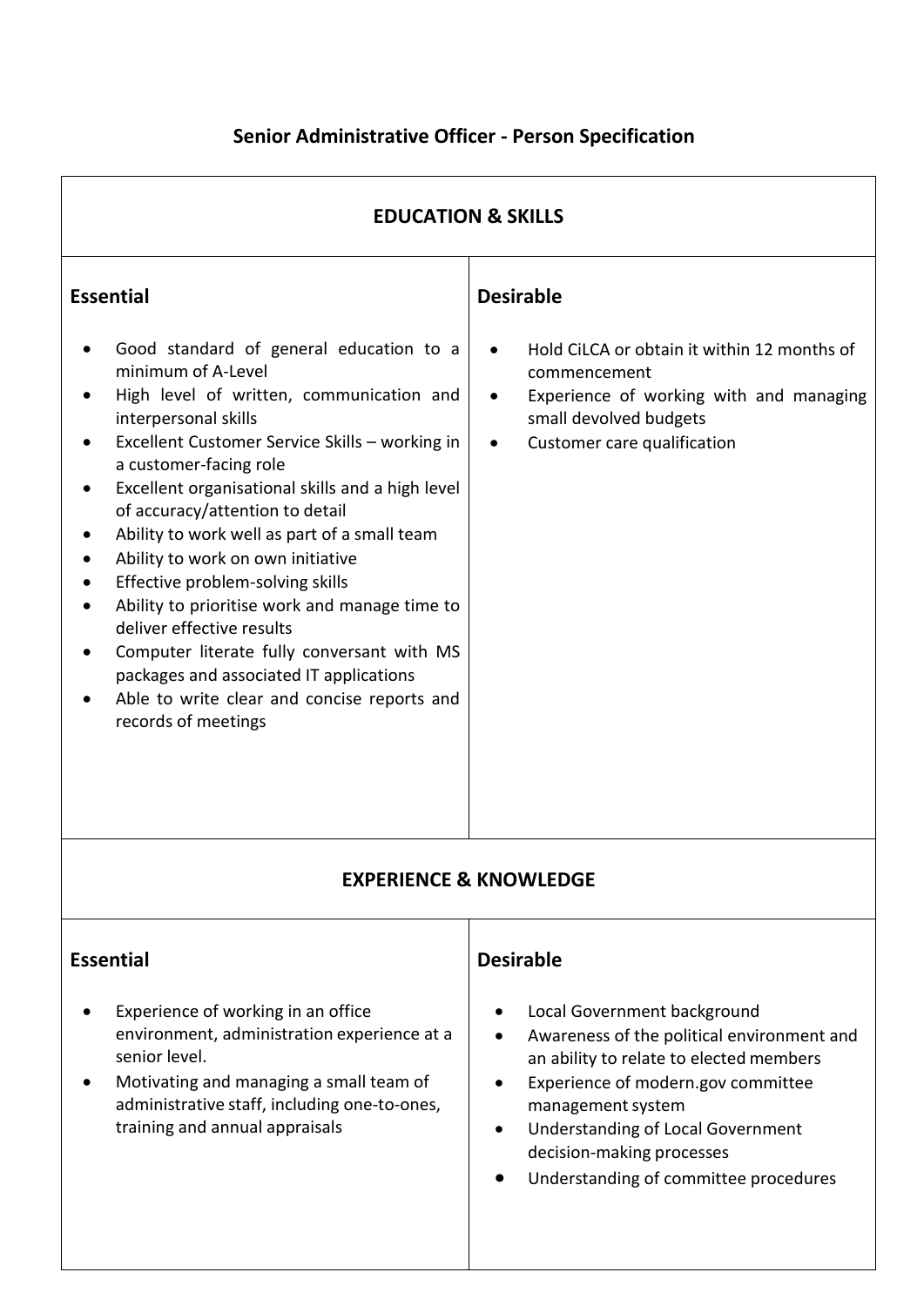# Senior Administrative Officer - Person Specification

## EDUCATION & SKILLS

| Essential | Desirable |
| --- | --- |
| • Good standard of general education to a minimum of A-Level<br>• High level of written, communication and interpersonal skills<br>• Excellent Customer Service Skills – working in a customer-facing role<br>• Excellent organisational skills and a high level of accuracy/attention to detail<br>• Ability to work well as part of a small team<br>• Ability to work on own initiative<br>• Effective problem-solving skills<br>• Ability to prioritise work and manage time to deliver effective results<br>• Computer literate fully conversant with MS packages and associated IT applications<br>• Able to write clear and concise reports and records of meetings | • Hold CiLCA or obtain it within 12 months of commencement<br>• Experience of working with and managing small devolved budgets<br>• Customer care qualification |

## EXPERIENCE & KNOWLEDGE

| Essential | Desirable |
| --- | --- |
| • Experience of working in an office environment, administration experience at a senior level.<br>• Motivating and managing a small team of administrative staff, including one-to-ones, training and annual appraisals | • Local Government background<br>• Awareness of the political environment and an ability to relate to elected members<br>• Experience of modern.gov committee management system<br>• Understanding of Local Government decision-making processes<br>• Understanding of committee procedures |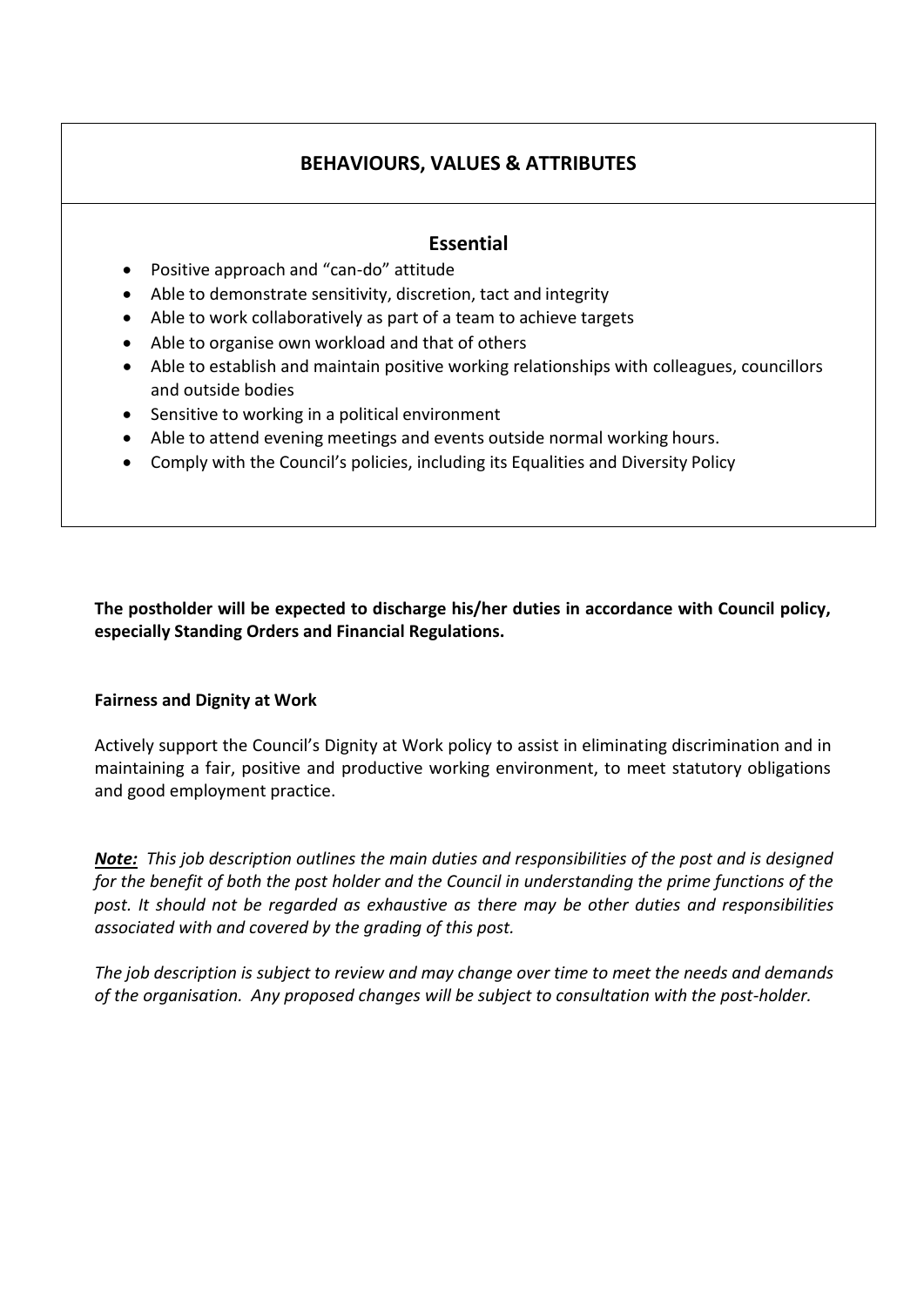## BEHAVIOURS, VALUES & ATTRIBUTES

### Essential

- Positive approach and "can-do" attitude
- Able to demonstrate sensitivity, discretion, tact and integrity
- Able to work collaboratively as part of a team to achieve targets
- Able to organise own workload and that of others
- Able to establish and maintain positive working relationships with colleagues, councillors and outside bodies
- Sensitive to working in a political environment
- Able to attend evening meetings and events outside normal working hours.
- Comply with the Council's policies, including its Equalities and Diversity Policy

**The postholder will be expected to discharge his/her duties in accordance with Council policy, especially Standing Orders and Financial Regulations.**

**Fairness and Dignity at Work**

Actively support the Council's Dignity at Work policy to assist in eliminating discrimination and in maintaining a fair, positive and productive working environment, to meet statutory obligations and good employment practice.

***Note:*** *This job description outlines the main duties and responsibilities of the post and is designed for the benefit of both the post holder and the Council in understanding the prime functions of the post. It should not be regarded as exhaustive as there may be other duties and responsibilities associated with and covered by the grading of this post.*

*The job description is subject to review and may change over time to meet the needs and demands of the organisation. Any proposed changes will be subject to consultation with the post-holder.*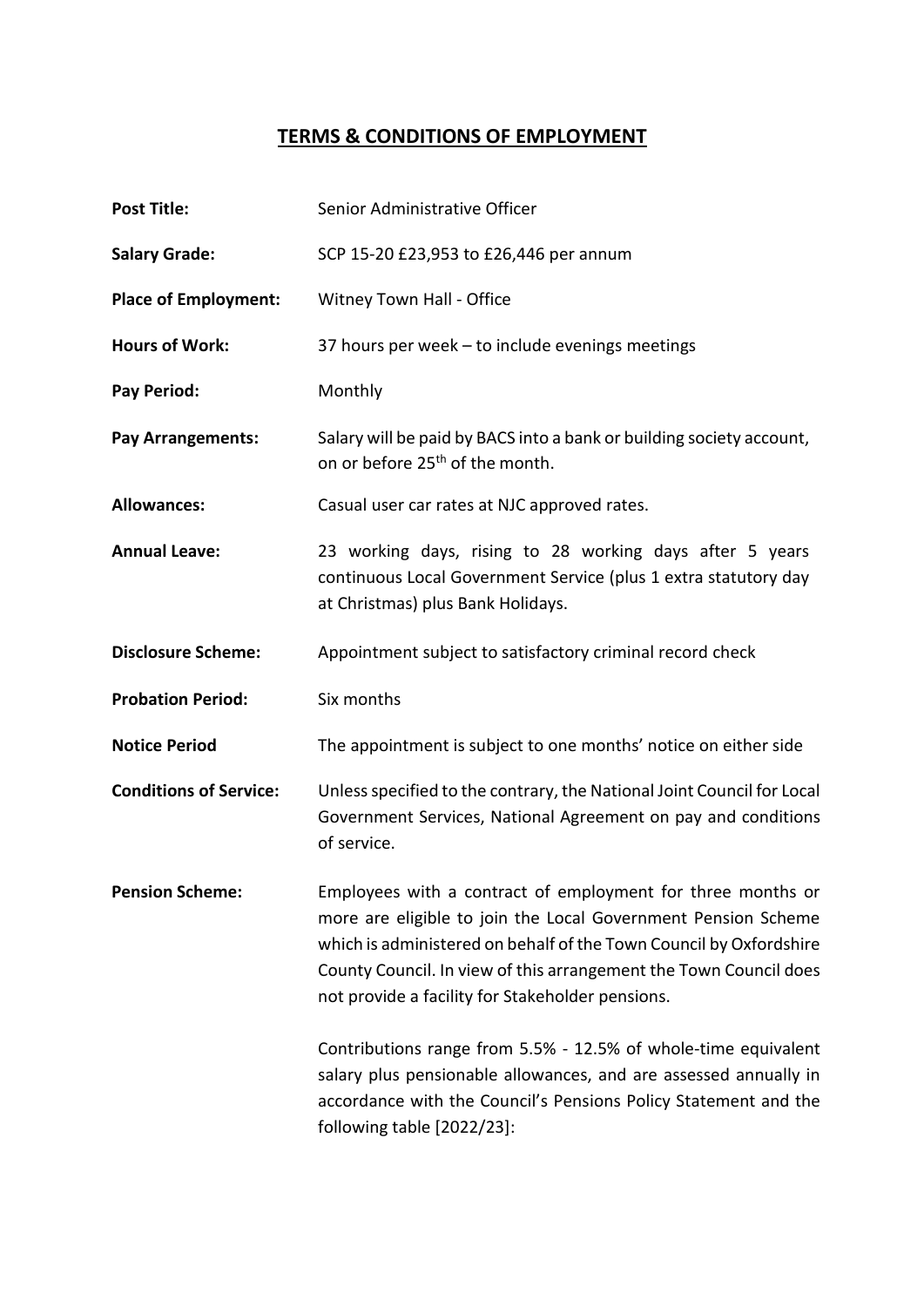# TERMS & CONDITIONS OF EMPLOYMENT

| | |
|---|---|
| **Post Title:** | Senior Administrative Officer |
| **Salary Grade:** | SCP 15-20 £23,953 to £26,446 per annum |
| **Place of Employment:** | Witney Town Hall - Office |
| **Hours of Work:** | 37 hours per week – to include evenings meetings |
| **Pay Period:** | Monthly |
| **Pay Arrangements:** | Salary will be paid by BACS into a bank or building society account, on or before 25th of the month. |
| **Allowances:** | Casual user car rates at NJC approved rates. |
| **Annual Leave:** | 23 working days, rising to 28 working days after 5 years continuous Local Government Service (plus 1 extra statutory day at Christmas) plus Bank Holidays. |
| **Disclosure Scheme:** | Appointment subject to satisfactory criminal record check |
| **Probation Period:** | Six months |
| **Notice Period** | The appointment is subject to one months' notice on either side |
| **Conditions of Service:** | Unless specified to the contrary, the National Joint Council for Local Government Services, National Agreement on pay and conditions of service. |
| **Pension Scheme:** | Employees with a contract of employment for three months or more are eligible to join the Local Government Pension Scheme which is administered on behalf of the Town Council by Oxfordshire County Council. In view of this arrangement the Town Council does not provide a facility for Stakeholder pensions. |

Contributions range from 5.5% - 12.5% of whole-time equivalent salary plus pensionable allowances, and are assessed annually in accordance with the Council's Pensions Policy Statement and the following table [2022/23]: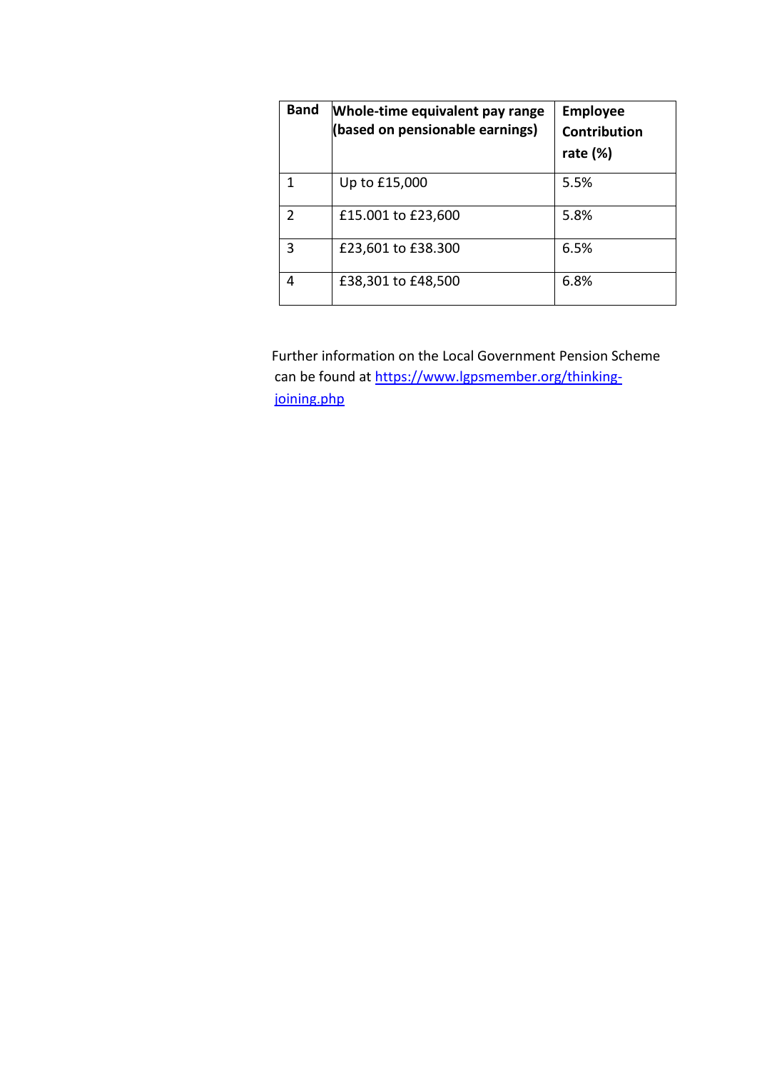| Band | Whole-time equivalent pay range (based on pensionable earnings) | Employee Contribution rate (%) |
|---|---|---|
| 1 | Up to £15,000 | 5.5% |
| 2 | £15.001 to £23,600 | 5.8% |
| 3 | £23,601 to £38.300 | 6.5% |
| 4 | £38,301 to £48,500 | 6.8% |

Further information on the Local Government Pension Scheme can be found at https://www.lgpsmember.org/thinking-joining.php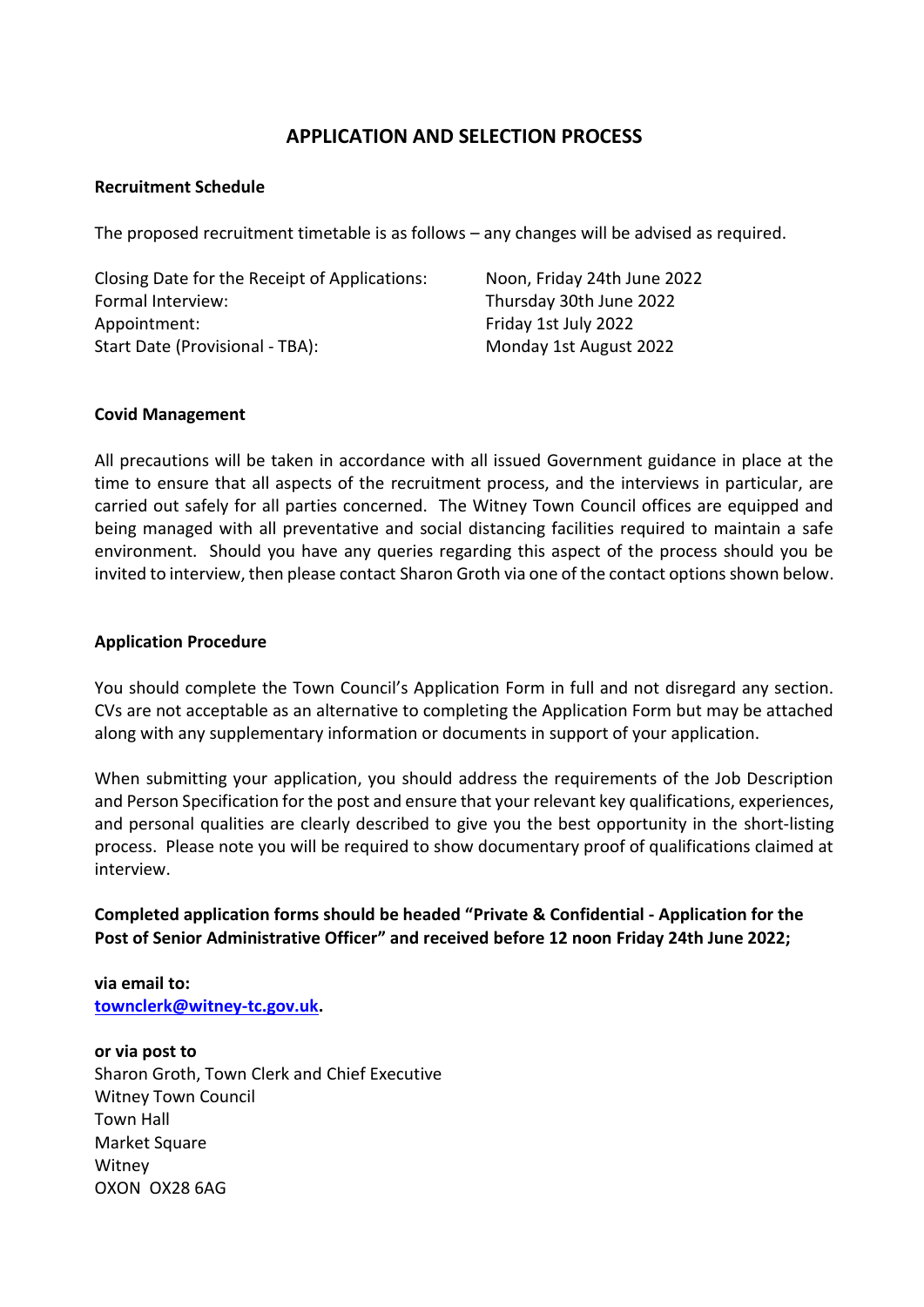# APPLICATION AND SELECTION PROCESS

**Recruitment Schedule**

The proposed recruitment timetable is as follows – any changes will be advised as required.

| | |
|---|---|
| Closing Date for the Receipt of Applications: | Noon, Friday 24th June 2022 |
| Formal Interview: | Thursday 30th June 2022 |
| Appointment: | Friday 1st July 2022 |
| Start Date (Provisional - TBA): | Monday 1st August 2022 |

**Covid Management**

All precautions will be taken in accordance with all issued Government guidance in place at the time to ensure that all aspects of the recruitment process, and the interviews in particular, are carried out safely for all parties concerned. The Witney Town Council offices are equipped and being managed with all preventative and social distancing facilities required to maintain a safe environment. Should you have any queries regarding this aspect of the process should you be invited to interview, then please contact Sharon Groth via one of the contact options shown below.

**Application Procedure**

You should complete the Town Council's Application Form in full and not disregard any section. CVs are not acceptable as an alternative to completing the Application Form but may be attached along with any supplementary information or documents in support of your application.

When submitting your application, you should address the requirements of the Job Description and Person Specification for the post and ensure that your relevant key qualifications, experiences, and personal qualities are clearly described to give you the best opportunity in the short-listing process. Please note you will be required to show documentary proof of qualifications claimed at interview.

**Completed application forms should be headed "Private & Confidential - Application for the Post of Senior Administrative Officer" and received before 12 noon Friday 24th June 2022;**

**via email to:**
**townclerk@witney-tc.gov.uk.**

**or via post to**
Sharon Groth, Town Clerk and Chief Executive
Witney Town Council
Town Hall
Market Square
Witney
OXON OX28 6AG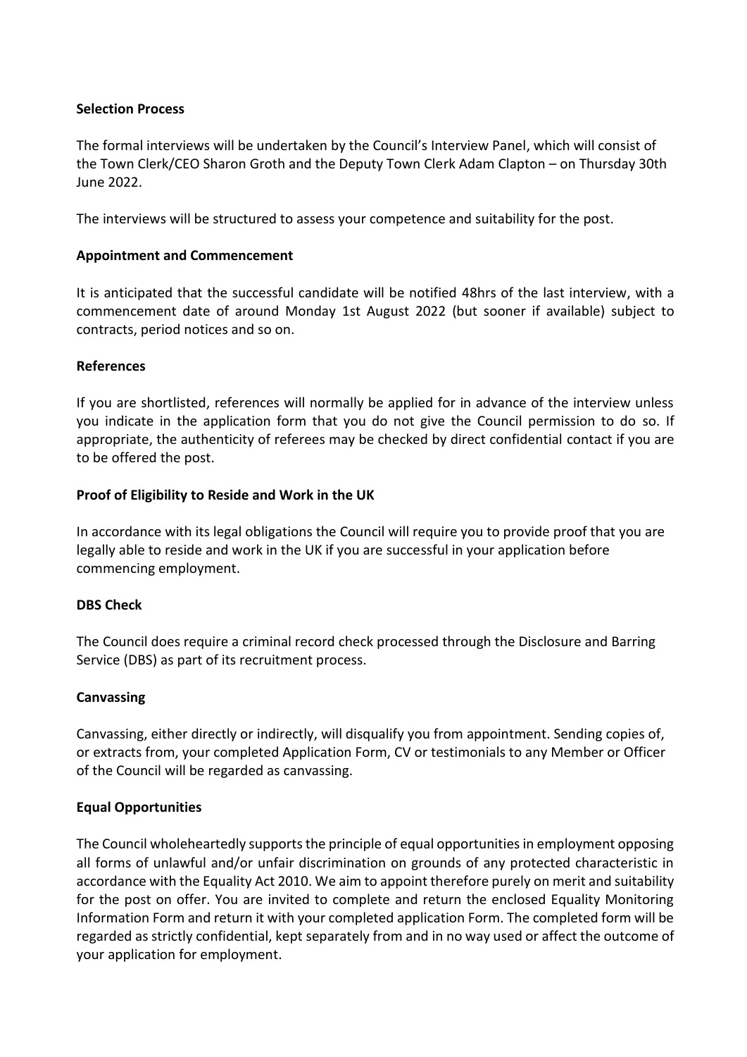**Selection Process**

The formal interviews will be undertaken by the Council's Interview Panel, which will consist of the Town Clerk/CEO Sharon Groth and the Deputy Town Clerk Adam Clapton – on Thursday 30th June 2022.

The interviews will be structured to assess your competence and suitability for the post.

**Appointment and Commencement**

It is anticipated that the successful candidate will be notified 48hrs of the last interview, with a commencement date of around Monday 1st August 2022 (but sooner if available) subject to contracts, period notices and so on.

**References**

If you are shortlisted, references will normally be applied for in advance of the interview unless you indicate in the application form that you do not give the Council permission to do so. If appropriate, the authenticity of referees may be checked by direct confidential contact if you are to be offered the post.

**Proof of Eligibility to Reside and Work in the UK**

In accordance with its legal obligations the Council will require you to provide proof that you are legally able to reside and work in the UK if you are successful in your application before commencing employment.

**DBS Check**

The Council does require a criminal record check processed through the Disclosure and Barring Service (DBS) as part of its recruitment process.

**Canvassing**

Canvassing, either directly or indirectly, will disqualify you from appointment. Sending copies of, or extracts from, your completed Application Form, CV or testimonials to any Member or Officer of the Council will be regarded as canvassing.

**Equal Opportunities**

The Council wholeheartedly supports the principle of equal opportunities in employment opposing all forms of unlawful and/or unfair discrimination on grounds of any protected characteristic in accordance with the Equality Act 2010. We aim to appoint therefore purely on merit and suitability for the post on offer. You are invited to complete and return the enclosed Equality Monitoring Information Form and return it with your completed application Form. The completed form will be regarded as strictly confidential, kept separately from and in no way used or affect the outcome of your application for employment.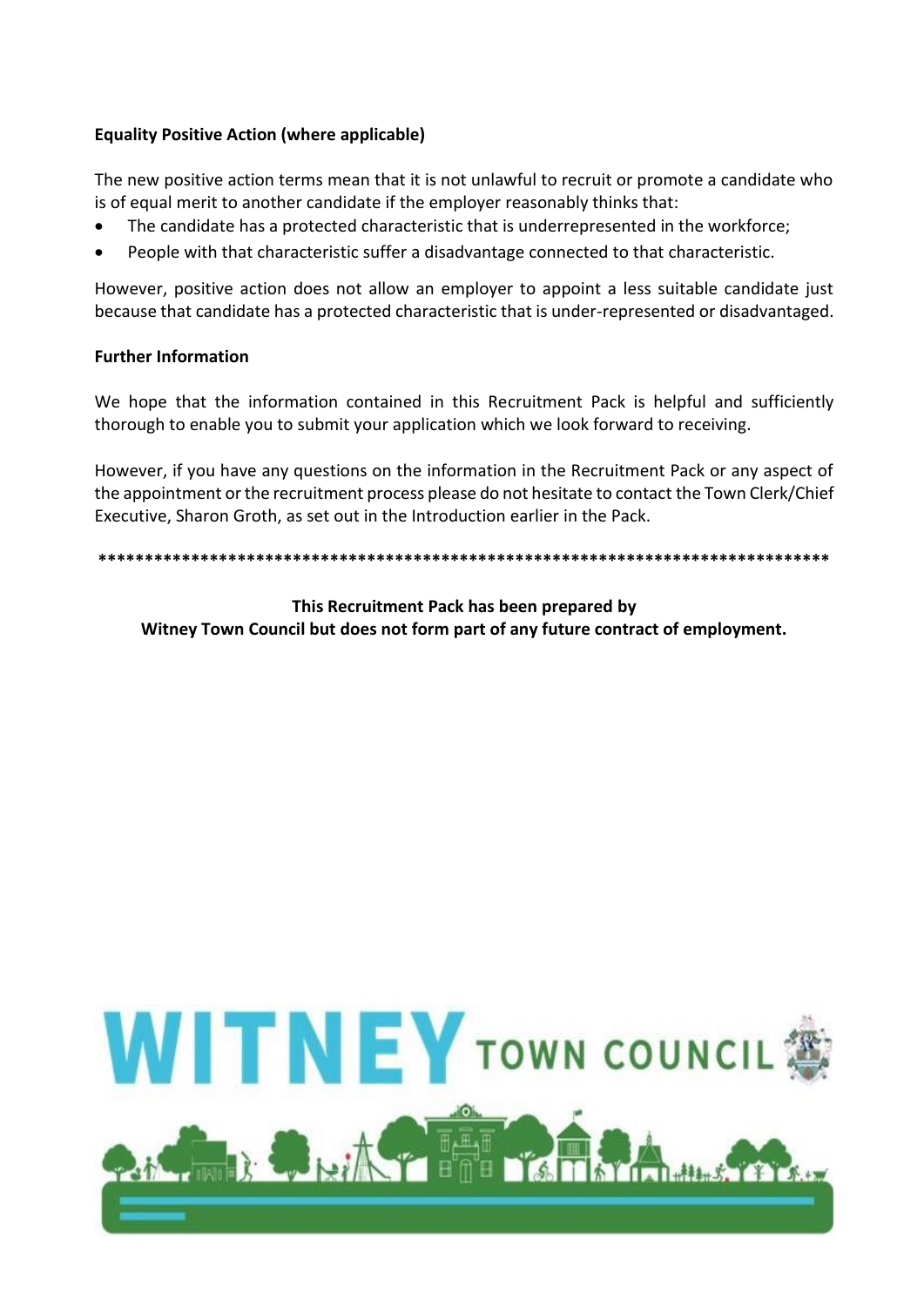**Equality Positive Action (where applicable)**

The new positive action terms mean that it is not unlawful to recruit or promote a candidate who is of equal merit to another candidate if the employer reasonably thinks that:

- The candidate has a protected characteristic that is underrepresented in the workforce;
- People with that characteristic suffer a disadvantage connected to that characteristic.

However, positive action does not allow an employer to appoint a less suitable candidate just because that candidate has a protected characteristic that is under-represented or disadvantaged.

**Further Information**

We hope that the information contained in this Recruitment Pack is helpful and sufficiently thorough to enable you to submit your application which we look forward to receiving.

However, if you have any questions on the information in the Recruitment Pack or any aspect of the appointment or the recruitment process please do not hesitate to contact the Town Clerk/Chief Executive, Sharon Groth, as set out in the Introduction earlier in the Pack.

*********************************************************************************

**This Recruitment Pack has been prepared by Witney Town Council but does not form part of any future contract of employment.**

WITNEY TOWN COUNCIL